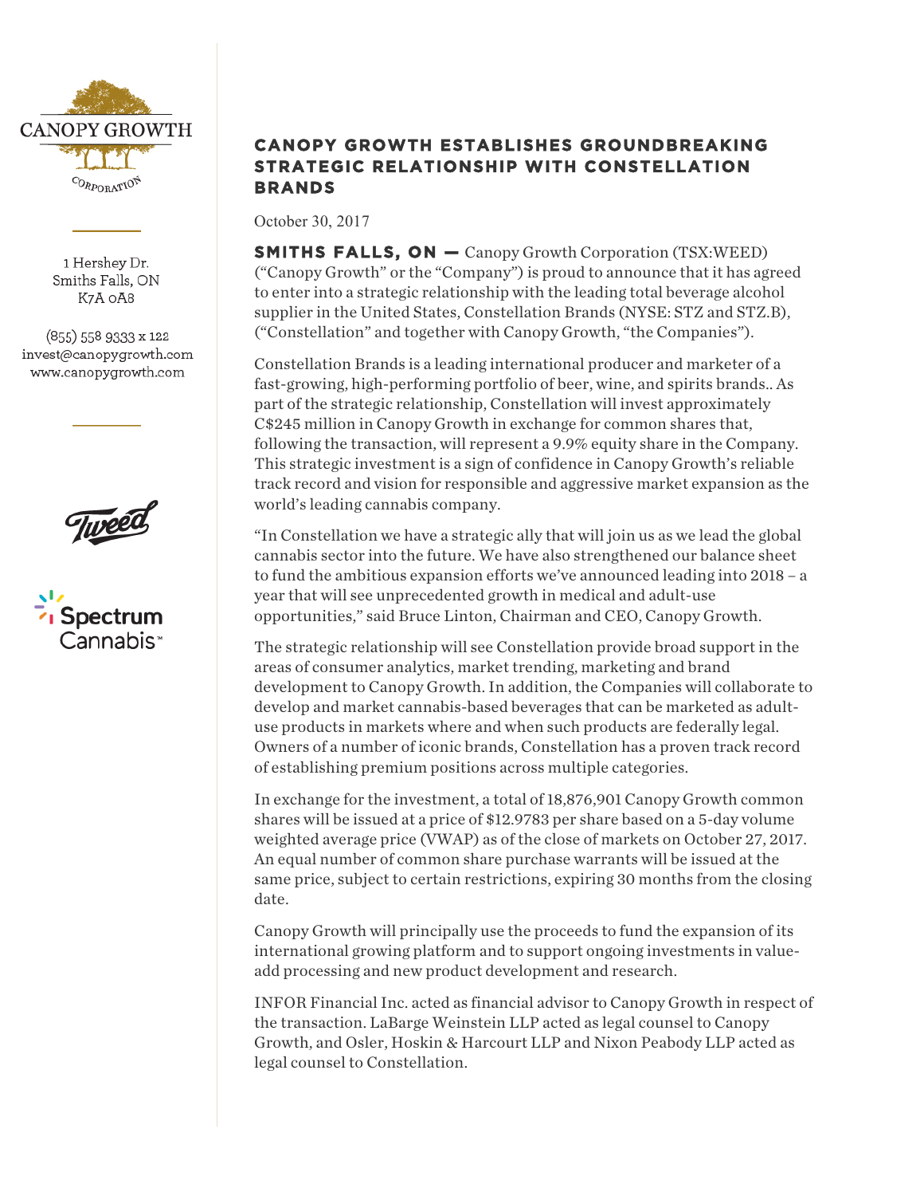CANOPY GROWTH CORPORATION

1 Hershey Dr.
Smiths Falls, ON
K7A 0A8

(855) 558 9333 x 122
invest@canopygrowth.com
www.canopygrowth.com

# CANOPY GROWTH ESTABLISHES GROUNDBREAKING STRATEGIC RELATIONSHIP WITH CONSTELLATION BRANDS

October 30, 2017

**SMITHS FALLS, ON —** Canopy Growth Corporation (TSX:WEED) ("Canopy Growth" or the "Company") is proud to announce that it has agreed to enter into a strategic relationship with the leading total beverage alcohol supplier in the United States, Constellation Brands (NYSE: STZ and STZ.B), ("Constellation" and together with Canopy Growth, "the Companies").

Constellation Brands is a leading international producer and marketer of a fast-growing, high-performing portfolio of beer, wine, and spirits brands.. As part of the strategic relationship, Constellation will invest approximately C$245 million in Canopy Growth in exchange for common shares that, following the transaction, will represent a 9.9% equity share in the Company. This strategic investment is a sign of confidence in Canopy Growth's reliable track record and vision for responsible and aggressive market expansion as the world's leading cannabis company.

"In Constellation we have a strategic ally that will join us as we lead the global cannabis sector into the future. We have also strengthened our balance sheet to fund the ambitious expansion efforts we've announced leading into 2018 – a year that will see unprecedented growth in medical and adult-use opportunities," said Bruce Linton, Chairman and CEO, Canopy Growth.

The strategic relationship will see Constellation provide broad support in the areas of consumer analytics, market trending, marketing and brand development to Canopy Growth. In addition, the Companies will collaborate to develop and market cannabis-based beverages that can be marketed as adult-use products in markets where and when such products are federally legal. Owners of a number of iconic brands, Constellation has a proven track record of establishing premium positions across multiple categories.

In exchange for the investment, a total of 18,876,901 Canopy Growth common shares will be issued at a price of $12.9783 per share based on a 5-day volume weighted average price (VWAP) as of the close of markets on October 27, 2017. An equal number of common share purchase warrants will be issued at the same price, subject to certain restrictions, expiring 30 months from the closing date.

Canopy Growth will principally use the proceeds to fund the expansion of its international growing platform and to support ongoing investments in value-add processing and new product development and research.

INFOR Financial Inc. acted as financial advisor to Canopy Growth in respect of the transaction. LaBarge Weinstein LLP acted as legal counsel to Canopy Growth, and Osler, Hoskin & Harcourt LLP and Nixon Peabody LLP acted as legal counsel to Constellation.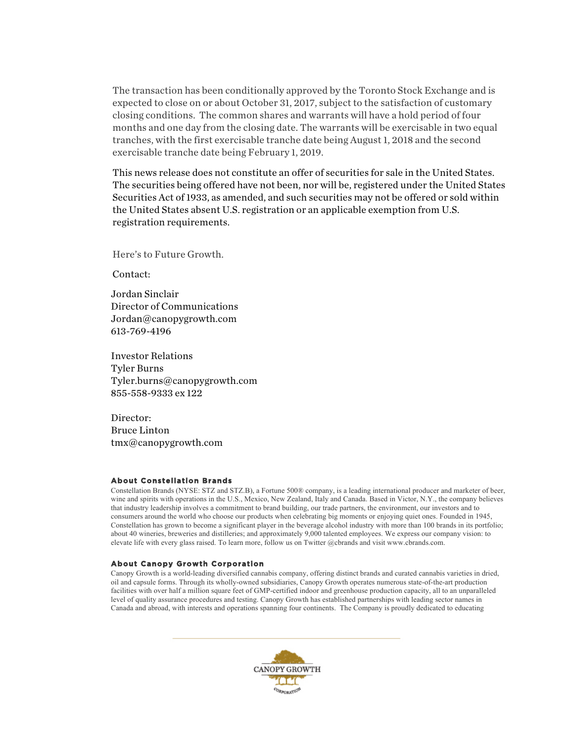The transaction has been conditionally approved by the Toronto Stock Exchange and is expected to close on or about October 31, 2017, subject to the satisfaction of customary closing conditions. The common shares and warrants will have a hold period of four months and one day from the closing date. The warrants will be exercisable in two equal tranches, with the first exercisable tranche date being August 1, 2018 and the second exercisable tranche date being February 1, 2019.

This news release does not constitute an offer of securities for sale in the United States. The securities being offered have not been, nor will be, registered under the United States Securities Act of 1933, as amended, and such securities may not be offered or sold within the United States absent U.S. registration or an applicable exemption from U.S. registration requirements.

Here's to Future Growth.

Contact:

Jordan Sinclair
Director of Communications
Jordan@canopygrowth.com
613-769-4196

Investor Relations
Tyler Burns
Tyler.burns@canopygrowth.com
855-558-9333 ex 122

Director:
Bruce Linton
tmx@canopygrowth.com

**About Constellation Brands**

Constellation Brands (NYSE: STZ and STZ.B), a Fortune 500® company, is a leading international producer and marketer of beer, wine and spirits with operations in the U.S., Mexico, New Zealand, Italy and Canada. Based in Victor, N.Y., the company believes that industry leadership involves a commitment to brand building, our trade partners, the environment, our investors and to consumers around the world who choose our products when celebrating big moments or enjoying quiet ones. Founded in 1945, Constellation has grown to become a significant player in the beverage alcohol industry with more than 100 brands in its portfolio; about 40 wineries, breweries and distilleries; and approximately 9,000 talented employees. We express our company vision: to elevate life with every glass raised. To learn more, follow us on Twitter @cbrands and visit www.cbrands.com.

**About Canopy Growth Corporation**

Canopy Growth is a world-leading diversified cannabis company, offering distinct brands and curated cannabis varieties in dried, oil and capsule forms. Through its wholly-owned subsidiaries, Canopy Growth operates numerous state-of-the-art production facilities with over half a million square feet of GMP-certified indoor and greenhouse production capacity, all to an unparalleled level of quality assurance procedures and testing. Canopy Growth has established partnerships with leading sector names in Canada and abroad, with interests and operations spanning four continents. The Company is proudly dedicated to educating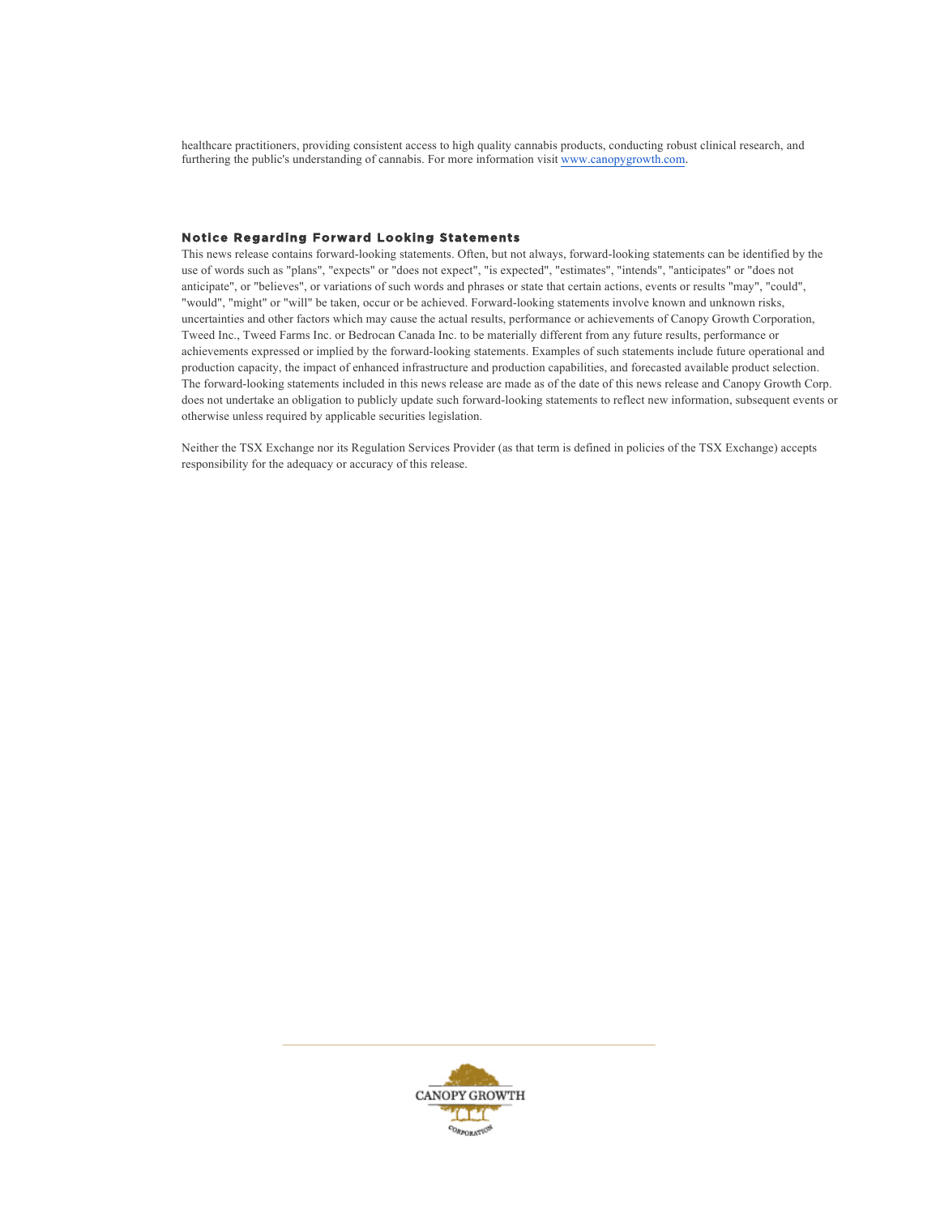healthcare practitioners, providing consistent access to high quality cannabis products, conducting robust clinical research, and furthering the public's understanding of cannabis. For more information visit www.canopygrowth.com.

## Notice Regarding Forward Looking Statements

This news release contains forward-looking statements. Often, but not always, forward-looking statements can be identified by the use of words such as "plans", "expects" or "does not expect", "is expected", "estimates", "intends", "anticipates" or "does not anticipate", or "believes", or variations of such words and phrases or state that certain actions, events or results "may", "could", "would", "might" or "will" be taken, occur or be achieved. Forward-looking statements involve known and unknown risks, uncertainties and other factors which may cause the actual results, performance or achievements of Canopy Growth Corporation, Tweed Inc., Tweed Farms Inc. or Bedrocan Canada Inc. to be materially different from any future results, performance or achievements expressed or implied by the forward-looking statements. Examples of such statements include future operational and production capacity, the impact of enhanced infrastructure and production capabilities, and forecasted available product selection. The forward-looking statements included in this news release are made as of the date of this news release and Canopy Growth Corp. does not undertake an obligation to publicly update such forward-looking statements to reflect new information, subsequent events or otherwise unless required by applicable securities legislation.

Neither the TSX Exchange nor its Regulation Services Provider (as that term is defined in policies of the TSX Exchange) accepts responsibility for the adequacy or accuracy of this release.